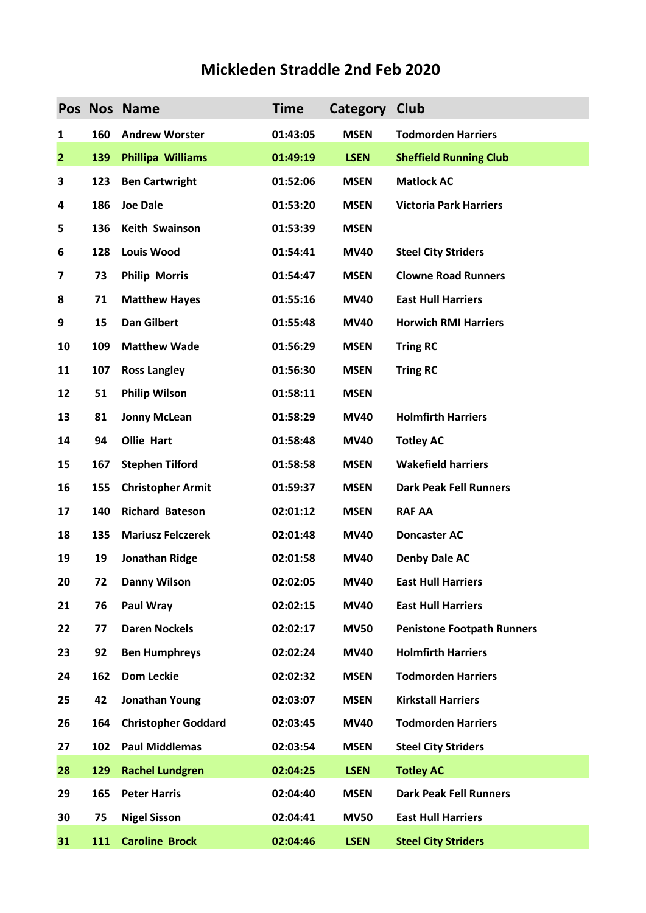# Mickleden Straddle 2nd Feb 2020

| Pos | Nos | Name | Time | Category | Club |
|---|---|---|---|---|---|
| 1 | 160 | Andrew Worster | 01:43:05 | MSEN | Todmorden Harriers |
| 2 | 139 | Phillipa Williams | 01:49:19 | LSEN | Sheffield Running Club |
| 3 | 123 | Ben Cartwright | 01:52:06 | MSEN | Matlock AC |
| 4 | 186 | Joe Dale | 01:53:20 | MSEN | Victoria Park Harriers |
| 5 | 136 | Keith Swainson | 01:53:39 | MSEN | |
| 6 | 128 | Louis Wood | 01:54:41 | MV40 | Steel City Striders |
| 7 | 73 | Philip Morris | 01:54:47 | MSEN | Clowne Road Runners |
| 8 | 71 | Matthew Hayes | 01:55:16 | MV40 | East Hull Harriers |
| 9 | 15 | Dan Gilbert | 01:55:48 | MV40 | Horwich RMI Harriers |
| 10 | 109 | Matthew Wade | 01:56:29 | MSEN | Tring RC |
| 11 | 107 | Ross Langley | 01:56:30 | MSEN | Tring RC |
| 12 | 51 | Philip Wilson | 01:58:11 | MSEN | |
| 13 | 81 | Jonny McLean | 01:58:29 | MV40 | Holmfirth Harriers |
| 14 | 94 | Ollie Hart | 01:58:48 | MV40 | Totley AC |
| 15 | 167 | Stephen Tilford | 01:58:58 | MSEN | Wakefield harriers |
| 16 | 155 | Christopher Armit | 01:59:37 | MSEN | Dark Peak Fell Runners |
| 17 | 140 | Richard Bateson | 02:01:12 | MSEN | RAF AA |
| 18 | 135 | Mariusz Felczerek | 02:01:48 | MV40 | Doncaster AC |
| 19 | 19 | Jonathan Ridge | 02:01:58 | MV40 | Denby Dale AC |
| 20 | 72 | Danny Wilson | 02:02:05 | MV40 | East Hull Harriers |
| 21 | 76 | Paul Wray | 02:02:15 | MV40 | East Hull Harriers |
| 22 | 77 | Daren Nockels | 02:02:17 | MV50 | Penistone Footpath Runners |
| 23 | 92 | Ben Humphreys | 02:02:24 | MV40 | Holmfirth Harriers |
| 24 | 162 | Dom Leckie | 02:02:32 | MSEN | Todmorden Harriers |
| 25 | 42 | Jonathan Young | 02:03:07 | MSEN | Kirkstall Harriers |
| 26 | 164 | Christopher Goddard | 02:03:45 | MV40 | Todmorden Harriers |
| 27 | 102 | Paul Middlemas | 02:03:54 | MSEN | Steel City Striders |
| 28 | 129 | Rachel Lundgren | 02:04:25 | LSEN | Totley AC |
| 29 | 165 | Peter Harris | 02:04:40 | MSEN | Dark Peak Fell Runners |
| 30 | 75 | Nigel Sisson | 02:04:41 | MV50 | East Hull Harriers |
| 31 | 111 | Caroline Brock | 02:04:46 | LSEN | Steel City Striders |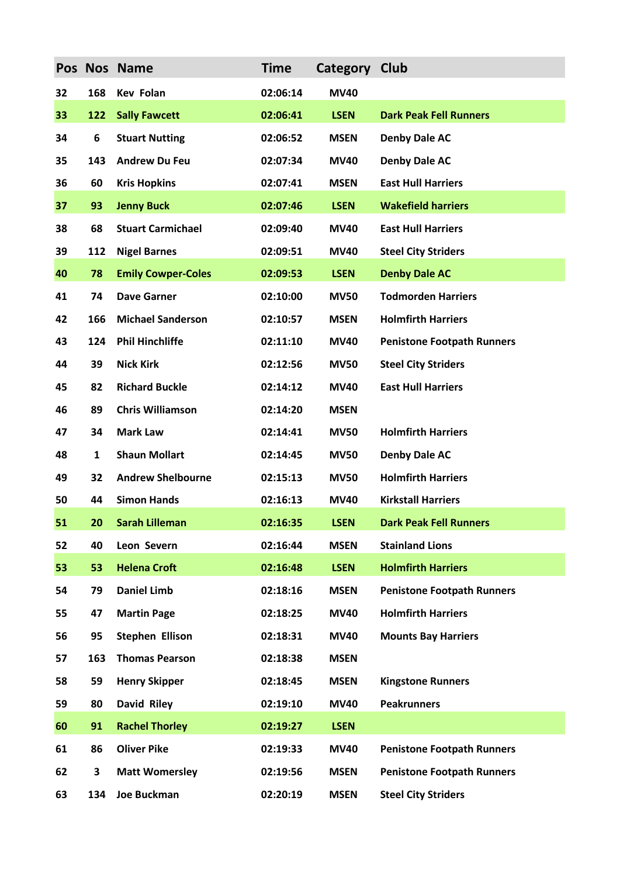| Pos | Nos | Name | Time | Category | Club |
|---|---|---|---|---|---|
| 32 | 168 | Kev Folan | 02:06:14 | MV40 | |
| 33 | 122 | Sally Fawcett | 02:06:41 | LSEN | Dark Peak Fell Runners |
| 34 | 6 | Stuart Nutting | 02:06:52 | MSEN | Denby Dale AC |
| 35 | 143 | Andrew Du Feu | 02:07:34 | MV40 | Denby Dale AC |
| 36 | 60 | Kris Hopkins | 02:07:41 | MSEN | East Hull Harriers |
| 37 | 93 | Jenny Buck | 02:07:46 | LSEN | Wakefield harriers |
| 38 | 68 | Stuart Carmichael | 02:09:40 | MV40 | East Hull Harriers |
| 39 | 112 | Nigel Barnes | 02:09:51 | MV40 | Steel City Striders |
| 40 | 78 | Emily Cowper-Coles | 02:09:53 | LSEN | Denby Dale AC |
| 41 | 74 | Dave Garner | 02:10:00 | MV50 | Todmorden Harriers |
| 42 | 166 | Michael Sanderson | 02:10:57 | MSEN | Holmfirth Harriers |
| 43 | 124 | Phil Hinchliffe | 02:11:10 | MV40 | Penistone Footpath Runners |
| 44 | 39 | Nick Kirk | 02:12:56 | MV50 | Steel City Striders |
| 45 | 82 | Richard Buckle | 02:14:12 | MV40 | East Hull Harriers |
| 46 | 89 | Chris Williamson | 02:14:20 | MSEN | |
| 47 | 34 | Mark Law | 02:14:41 | MV50 | Holmfirth Harriers |
| 48 | 1 | Shaun Mollart | 02:14:45 | MV50 | Denby Dale AC |
| 49 | 32 | Andrew Shelbourne | 02:15:13 | MV50 | Holmfirth Harriers |
| 50 | 44 | Simon Hands | 02:16:13 | MV40 | Kirkstall Harriers |
| 51 | 20 | Sarah Lilleman | 02:16:35 | LSEN | Dark Peak Fell Runners |
| 52 | 40 | Leon Severn | 02:16:44 | MSEN | Stainland Lions |
| 53 | 53 | Helena Croft | 02:16:48 | LSEN | Holmfirth Harriers |
| 54 | 79 | Daniel Limb | 02:18:16 | MSEN | Penistone Footpath Runners |
| 55 | 47 | Martin Page | 02:18:25 | MV40 | Holmfirth Harriers |
| 56 | 95 | Stephen Ellison | 02:18:31 | MV40 | Mounts Bay Harriers |
| 57 | 163 | Thomas Pearson | 02:18:38 | MSEN | |
| 58 | 59 | Henry Skipper | 02:18:45 | MSEN | Kingstone Runners |
| 59 | 80 | David Riley | 02:19:10 | MV40 | Peakrunners |
| 60 | 91 | Rachel Thorley | 02:19:27 | LSEN | |
| 61 | 86 | Oliver Pike | 02:19:33 | MV40 | Penistone Footpath Runners |
| 62 | 3 | Matt Womersley | 02:19:56 | MSEN | Penistone Footpath Runners |
| 63 | 134 | Joe Buckman | 02:20:19 | MSEN | Steel City Striders |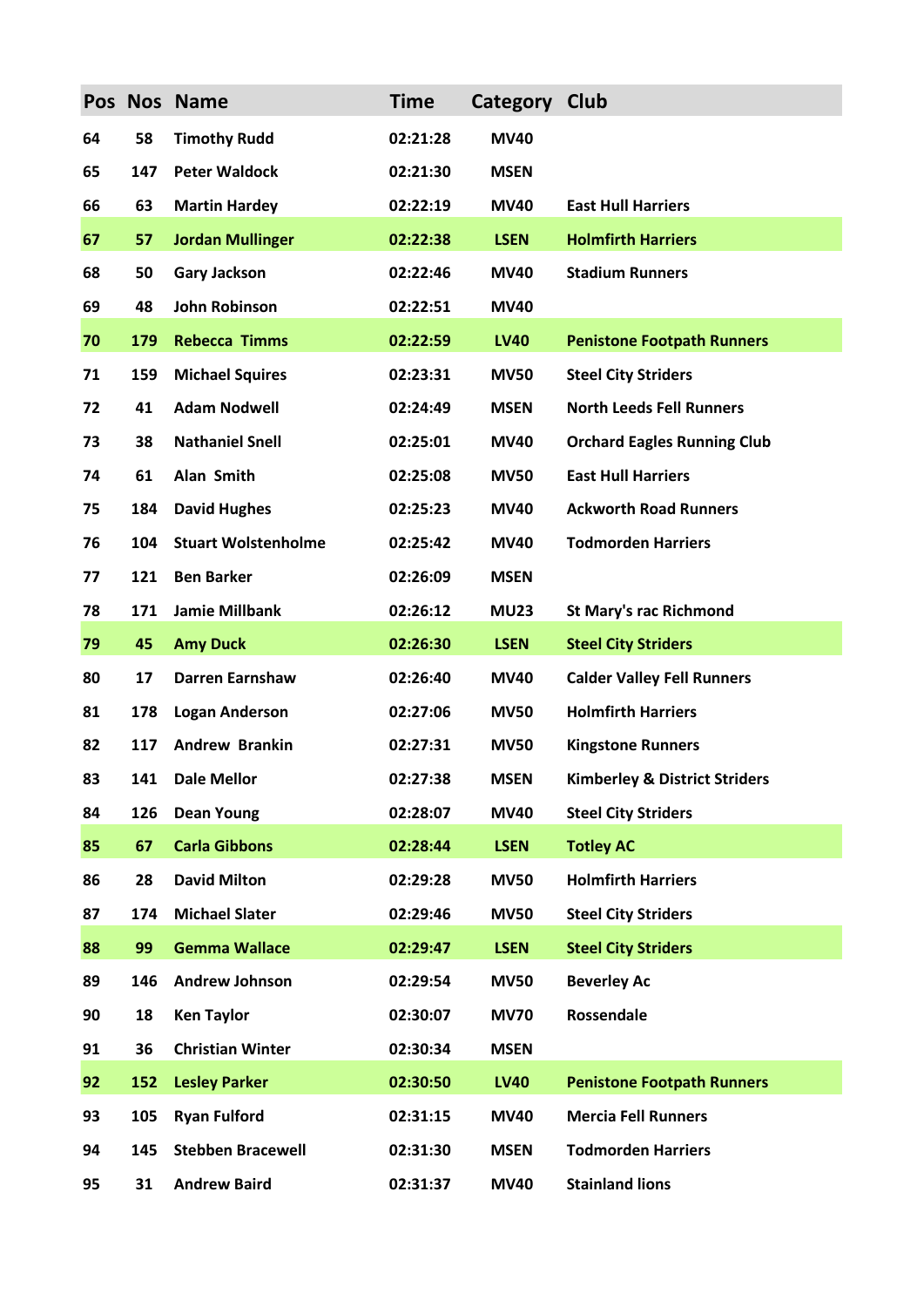| Pos | Nos | Name | Time | Category | Club |
|---|---|---|---|---|---|
| 64 | 58 | Timothy Rudd | 02:21:28 | MV40 | |
| 65 | 147 | Peter Waldock | 02:21:30 | MSEN | |
| 66 | 63 | Martin Hardey | 02:22:19 | MV40 | East Hull Harriers |
| 67 | 57 | Jordan Mullinger | 02:22:38 | LSEN | Holmfirth Harriers |
| 68 | 50 | Gary Jackson | 02:22:46 | MV40 | Stadium Runners |
| 69 | 48 | John Robinson | 02:22:51 | MV40 | |
| 70 | 179 | Rebecca Timms | 02:22:59 | LV40 | Penistone Footpath Runners |
| 71 | 159 | Michael Squires | 02:23:31 | MV50 | Steel City Striders |
| 72 | 41 | Adam Nodwell | 02:24:49 | MSEN | North Leeds Fell Runners |
| 73 | 38 | Nathaniel Snell | 02:25:01 | MV40 | Orchard Eagles Running Club |
| 74 | 61 | Alan Smith | 02:25:08 | MV50 | East Hull Harriers |
| 75 | 184 | David Hughes | 02:25:23 | MV40 | Ackworth Road Runners |
| 76 | 104 | Stuart Wolstenholme | 02:25:42 | MV40 | Todmorden Harriers |
| 77 | 121 | Ben Barker | 02:26:09 | MSEN | |
| 78 | 171 | Jamie Millbank | 02:26:12 | MU23 | St Mary's rac Richmond |
| 79 | 45 | Amy Duck | 02:26:30 | LSEN | Steel City Striders |
| 80 | 17 | Darren Earnshaw | 02:26:40 | MV40 | Calder Valley Fell Runners |
| 81 | 178 | Logan Anderson | 02:27:06 | MV50 | Holmfirth Harriers |
| 82 | 117 | Andrew Brankin | 02:27:31 | MV50 | Kingstone Runners |
| 83 | 141 | Dale Mellor | 02:27:38 | MSEN | Kimberley & District Striders |
| 84 | 126 | Dean Young | 02:28:07 | MV40 | Steel City Striders |
| 85 | 67 | Carla Gibbons | 02:28:44 | LSEN | Totley AC |
| 86 | 28 | David Milton | 02:29:28 | MV50 | Holmfirth Harriers |
| 87 | 174 | Michael Slater | 02:29:46 | MV50 | Steel City Striders |
| 88 | 99 | Gemma Wallace | 02:29:47 | LSEN | Steel City Striders |
| 89 | 146 | Andrew Johnson | 02:29:54 | MV50 | Beverley Ac |
| 90 | 18 | Ken Taylor | 02:30:07 | MV70 | Rossendale |
| 91 | 36 | Christian Winter | 02:30:34 | MSEN | |
| 92 | 152 | Lesley Parker | 02:30:50 | LV40 | Penistone Footpath Runners |
| 93 | 105 | Ryan Fulford | 02:31:15 | MV40 | Mercia Fell Runners |
| 94 | 145 | Stebben Bracewell | 02:31:30 | MSEN | Todmorden Harriers |
| 95 | 31 | Andrew Baird | 02:31:37 | MV40 | Stainland lions |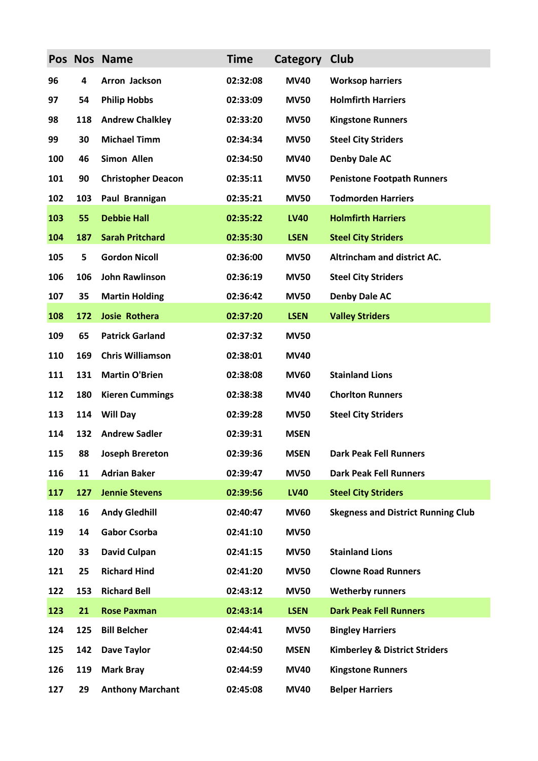| Pos | Nos | Name | Time | Category | Club |
|---|---|---|---|---|---|
| 96 | 4 | Arron Jackson | 02:32:08 | MV40 | Worksop harriers |
| 97 | 54 | Philip Hobbs | 02:33:09 | MV50 | Holmfirth Harriers |
| 98 | 118 | Andrew Chalkley | 02:33:20 | MV50 | Kingstone Runners |
| 99 | 30 | Michael Timm | 02:34:34 | MV50 | Steel City Striders |
| 100 | 46 | Simon Allen | 02:34:50 | MV40 | Denby Dale AC |
| 101 | 90 | Christopher Deacon | 02:35:11 | MV50 | Penistone Footpath Runners |
| 102 | 103 | Paul Brannigan | 02:35:21 | MV50 | Todmorden Harriers |
| 103 | 55 | Debbie Hall | 02:35:22 | LV40 | Holmfirth Harriers |
| 104 | 187 | Sarah Pritchard | 02:35:30 | LSEN | Steel City Striders |
| 105 | 5 | Gordon Nicoll | 02:36:00 | MV50 | Altrincham and district AC. |
| 106 | 106 | John Rawlinson | 02:36:19 | MV50 | Steel City Striders |
| 107 | 35 | Martin Holding | 02:36:42 | MV50 | Denby Dale AC |
| 108 | 172 | Josie Rothera | 02:37:20 | LSEN | Valley Striders |
| 109 | 65 | Patrick Garland | 02:37:32 | MV50 | |
| 110 | 169 | Chris Williamson | 02:38:01 | MV40 | |
| 111 | 131 | Martin O'Brien | 02:38:08 | MV60 | Stainland Lions |
| 112 | 180 | Kieren Cummings | 02:38:38 | MV40 | Chorlton Runners |
| 113 | 114 | Will Day | 02:39:28 | MV50 | Steel City Striders |
| 114 | 132 | Andrew Sadler | 02:39:31 | MSEN | |
| 115 | 88 | Joseph Brereton | 02:39:36 | MSEN | Dark Peak Fell Runners |
| 116 | 11 | Adrian Baker | 02:39:47 | MV50 | Dark Peak Fell Runners |
| 117 | 127 | Jennie Stevens | 02:39:56 | LV40 | Steel City Striders |
| 118 | 16 | Andy Gledhill | 02:40:47 | MV60 | Skegness and District Running Club |
| 119 | 14 | Gabor Csorba | 02:41:10 | MV50 | |
| 120 | 33 | David Culpan | 02:41:15 | MV50 | Stainland Lions |
| 121 | 25 | Richard Hind | 02:41:20 | MV50 | Clowne Road Runners |
| 122 | 153 | Richard Bell | 02:43:12 | MV50 | Wetherby runners |
| 123 | 21 | Rose Paxman | 02:43:14 | LSEN | Dark Peak Fell Runners |
| 124 | 125 | Bill Belcher | 02:44:41 | MV50 | Bingley Harriers |
| 125 | 142 | Dave Taylor | 02:44:50 | MSEN | Kimberley & District Striders |
| 126 | 119 | Mark Bray | 02:44:59 | MV40 | Kingstone Runners |
| 127 | 29 | Anthony Marchant | 02:45:08 | MV40 | Belper Harriers |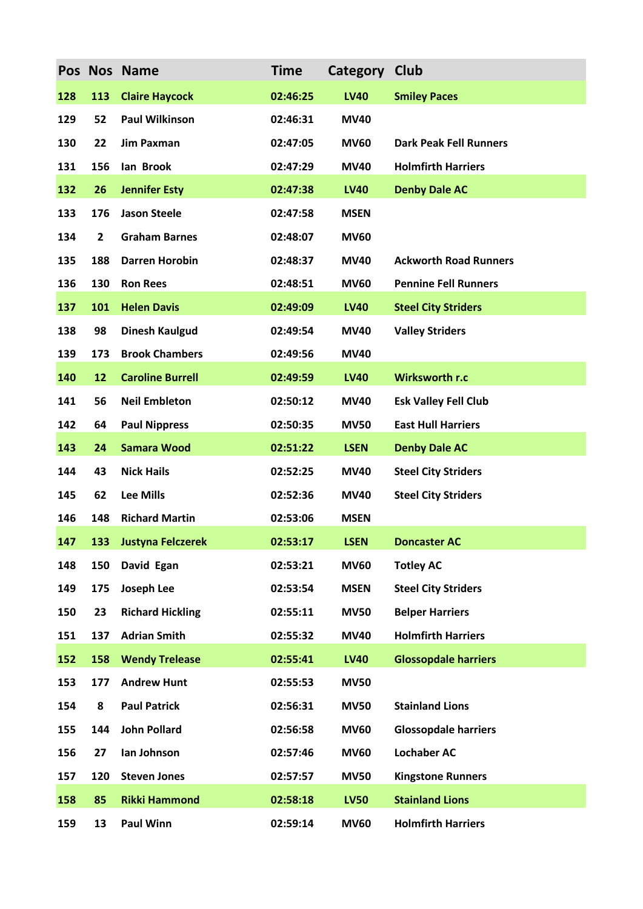| Pos | Nos | Name | Time | Category | Club |
|---|---|---|---|---|---|
| 128 | 113 | Claire Haycock | 02:46:25 | LV40 | Smiley Paces |
| 129 | 52 | Paul Wilkinson | 02:46:31 | MV40 | |
| 130 | 22 | Jim Paxman | 02:47:05 | MV60 | Dark Peak Fell Runners |
| 131 | 156 | Ian Brook | 02:47:29 | MV40 | Holmfirth Harriers |
| 132 | 26 | Jennifer Esty | 02:47:38 | LV40 | Denby Dale AC |
| 133 | 176 | Jason Steele | 02:47:58 | MSEN | |
| 134 | 2 | Graham Barnes | 02:48:07 | MV60 | |
| 135 | 188 | Darren Horobin | 02:48:37 | MV40 | Ackworth Road Runners |
| 136 | 130 | Ron Rees | 02:48:51 | MV60 | Pennine Fell Runners |
| 137 | 101 | Helen Davis | 02:49:09 | LV40 | Steel City Striders |
| 138 | 98 | Dinesh Kaulgud | 02:49:54 | MV40 | Valley Striders |
| 139 | 173 | Brook Chambers | 02:49:56 | MV40 | |
| 140 | 12 | Caroline Burrell | 02:49:59 | LV40 | Wirksworth r.c |
| 141 | 56 | Neil Embleton | 02:50:12 | MV40 | Esk Valley Fell Club |
| 142 | 64 | Paul Nippress | 02:50:35 | MV50 | East Hull Harriers |
| 143 | 24 | Samara Wood | 02:51:22 | LSEN | Denby Dale AC |
| 144 | 43 | Nick Hails | 02:52:25 | MV40 | Steel City Striders |
| 145 | 62 | Lee Mills | 02:52:36 | MV40 | Steel City Striders |
| 146 | 148 | Richard Martin | 02:53:06 | MSEN | |
| 147 | 133 | Justyna Felczerek | 02:53:17 | LSEN | Doncaster AC |
| 148 | 150 | David Egan | 02:53:21 | MV60 | Totley AC |
| 149 | 175 | Joseph Lee | 02:53:54 | MSEN | Steel City Striders |
| 150 | 23 | Richard Hickling | 02:55:11 | MV50 | Belper Harriers |
| 151 | 137 | Adrian Smith | 02:55:32 | MV40 | Holmfirth Harriers |
| 152 | 158 | Wendy Trelease | 02:55:41 | LV40 | Glossopdale harriers |
| 153 | 177 | Andrew Hunt | 02:55:53 | MV50 | |
| 154 | 8 | Paul Patrick | 02:56:31 | MV50 | Stainland Lions |
| 155 | 144 | John Pollard | 02:56:58 | MV60 | Glossopdale harriers |
| 156 | 27 | Ian Johnson | 02:57:46 | MV60 | Lochaber AC |
| 157 | 120 | Steven Jones | 02:57:57 | MV50 | Kingstone Runners |
| 158 | 85 | Rikki Hammond | 02:58:18 | LV50 | Stainland Lions |
| 159 | 13 | Paul Winn | 02:59:14 | MV60 | Holmfirth Harriers |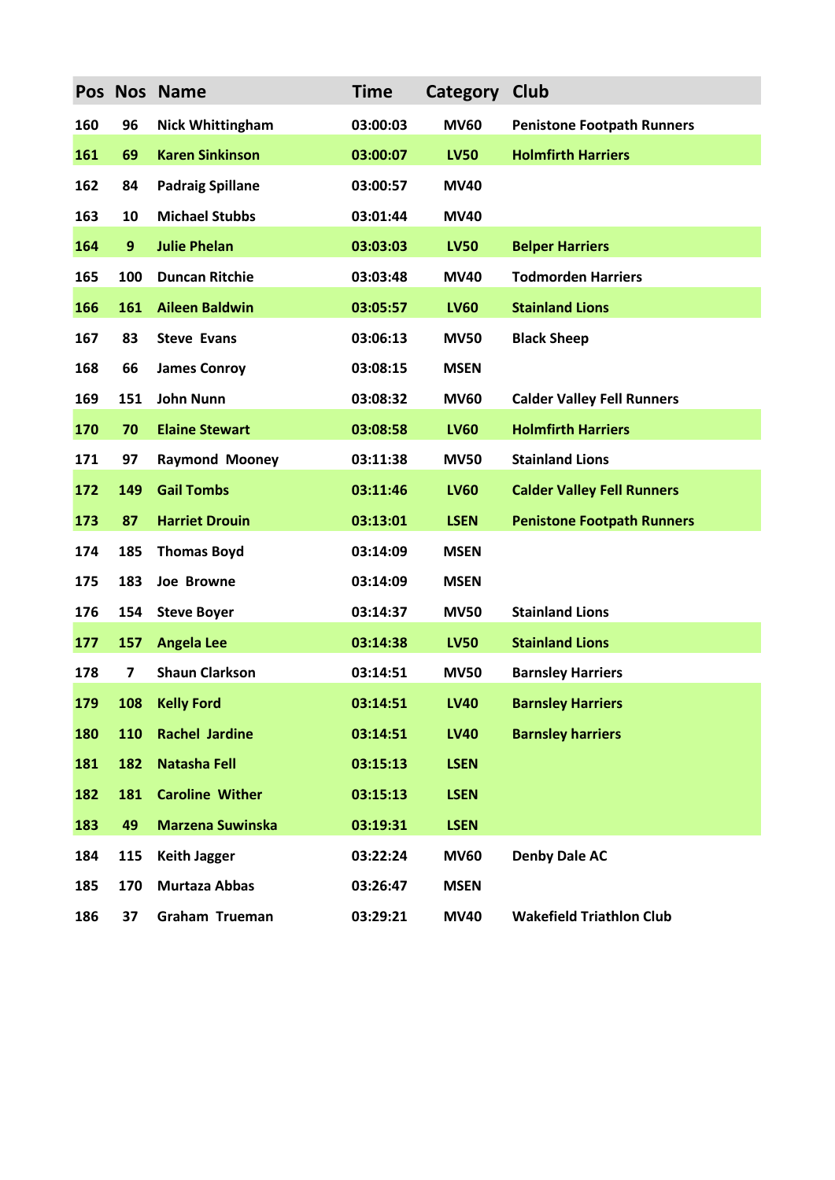| Pos | Nos | Name | Time | Category | Club |
|---|---|---|---|---|---|
| 160 | 96 | Nick Whittingham | 03:00:03 | MV60 | Penistone Footpath Runners |
| 161 | 69 | Karen Sinkinson | 03:00:07 | LV50 | Holmfirth Harriers |
| 162 | 84 | Padraig Spillane | 03:00:57 | MV40 | |
| 163 | 10 | Michael Stubbs | 03:01:44 | MV40 | |
| 164 | 9 | Julie Phelan | 03:03:03 | LV50 | Belper Harriers |
| 165 | 100 | Duncan Ritchie | 03:03:48 | MV40 | Todmorden Harriers |
| 166 | 161 | Aileen Baldwin | 03:05:57 | LV60 | Stainland Lions |
| 167 | 83 | Steve Evans | 03:06:13 | MV50 | Black Sheep |
| 168 | 66 | James Conroy | 03:08:15 | MSEN | |
| 169 | 151 | John Nunn | 03:08:32 | MV60 | Calder Valley Fell Runners |
| 170 | 70 | Elaine Stewart | 03:08:58 | LV60 | Holmfirth Harriers |
| 171 | 97 | Raymond Mooney | 03:11:38 | MV50 | Stainland Lions |
| 172 | 149 | Gail Tombs | 03:11:46 | LV60 | Calder Valley Fell Runners |
| 173 | 87 | Harriet Drouin | 03:13:01 | LSEN | Penistone Footpath Runners |
| 174 | 185 | Thomas Boyd | 03:14:09 | MSEN | |
| 175 | 183 | Joe Browne | 03:14:09 | MSEN | |
| 176 | 154 | Steve Boyer | 03:14:37 | MV50 | Stainland Lions |
| 177 | 157 | Angela Lee | 03:14:38 | LV50 | Stainland Lions |
| 178 | 7 | Shaun Clarkson | 03:14:51 | MV50 | Barnsley Harriers |
| 179 | 108 | Kelly Ford | 03:14:51 | LV40 | Barnsley Harriers |
| 180 | 110 | Rachel Jardine | 03:14:51 | LV40 | Barnsley harriers |
| 181 | 182 | Natasha Fell | 03:15:13 | LSEN | |
| 182 | 181 | Caroline Wither | 03:15:13 | LSEN | |
| 183 | 49 | Marzena Suwinska | 03:19:31 | LSEN | |
| 184 | 115 | Keith Jagger | 03:22:24 | MV60 | Denby Dale AC |
| 185 | 170 | Murtaza Abbas | 03:26:47 | MSEN | |
| 186 | 37 | Graham Trueman | 03:29:21 | MV40 | Wakefield Triathlon Club |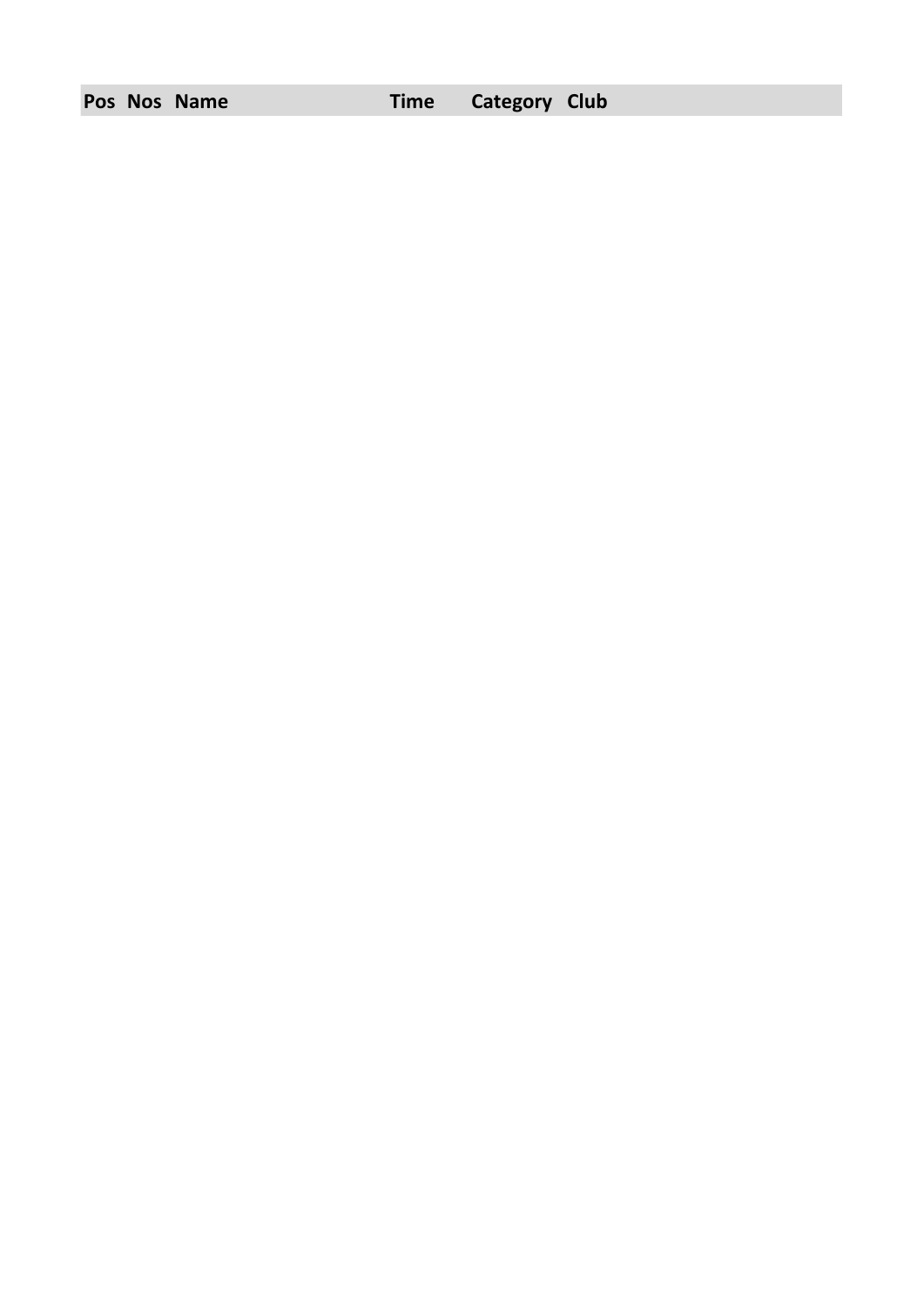| Pos | Nos | Name | Time | Category | Club |
|---|---|---|---|---|---|